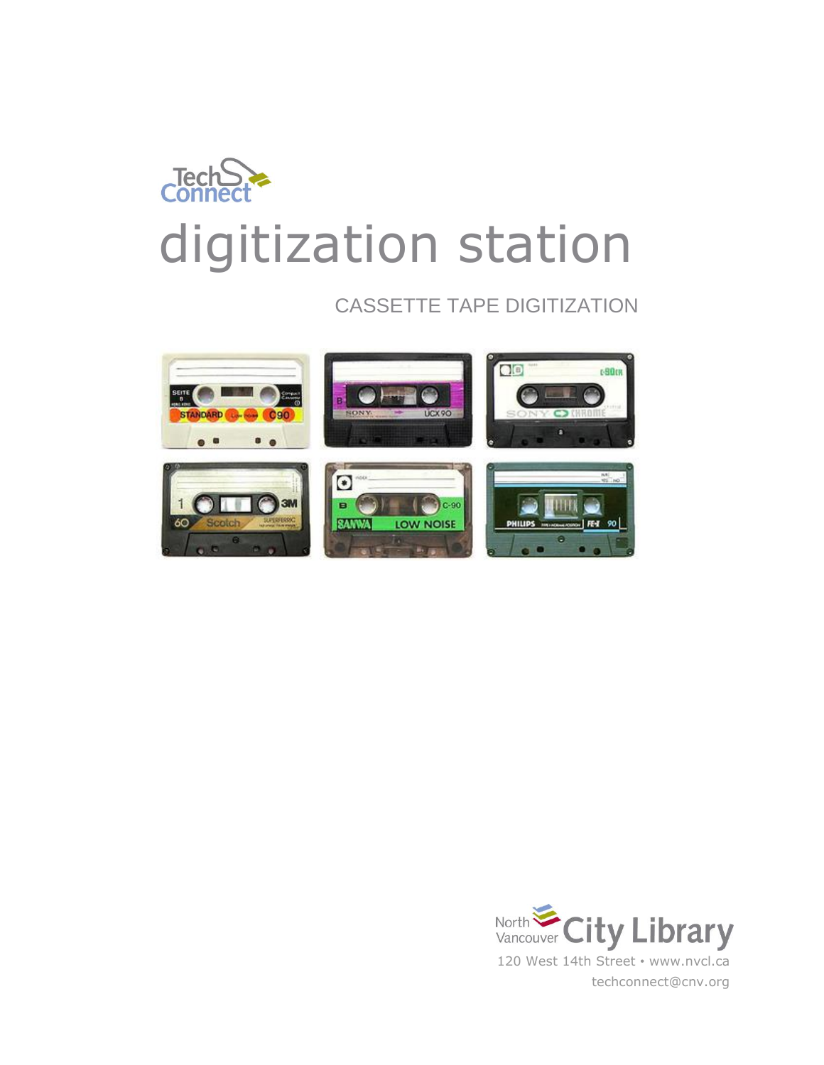TechConnect

# digitization station

## CASSETTE TAPE DIGITIZATION

North Vancouver City Library

120 West 14th Street • www.nvcl.ca

techconnect@cnv.org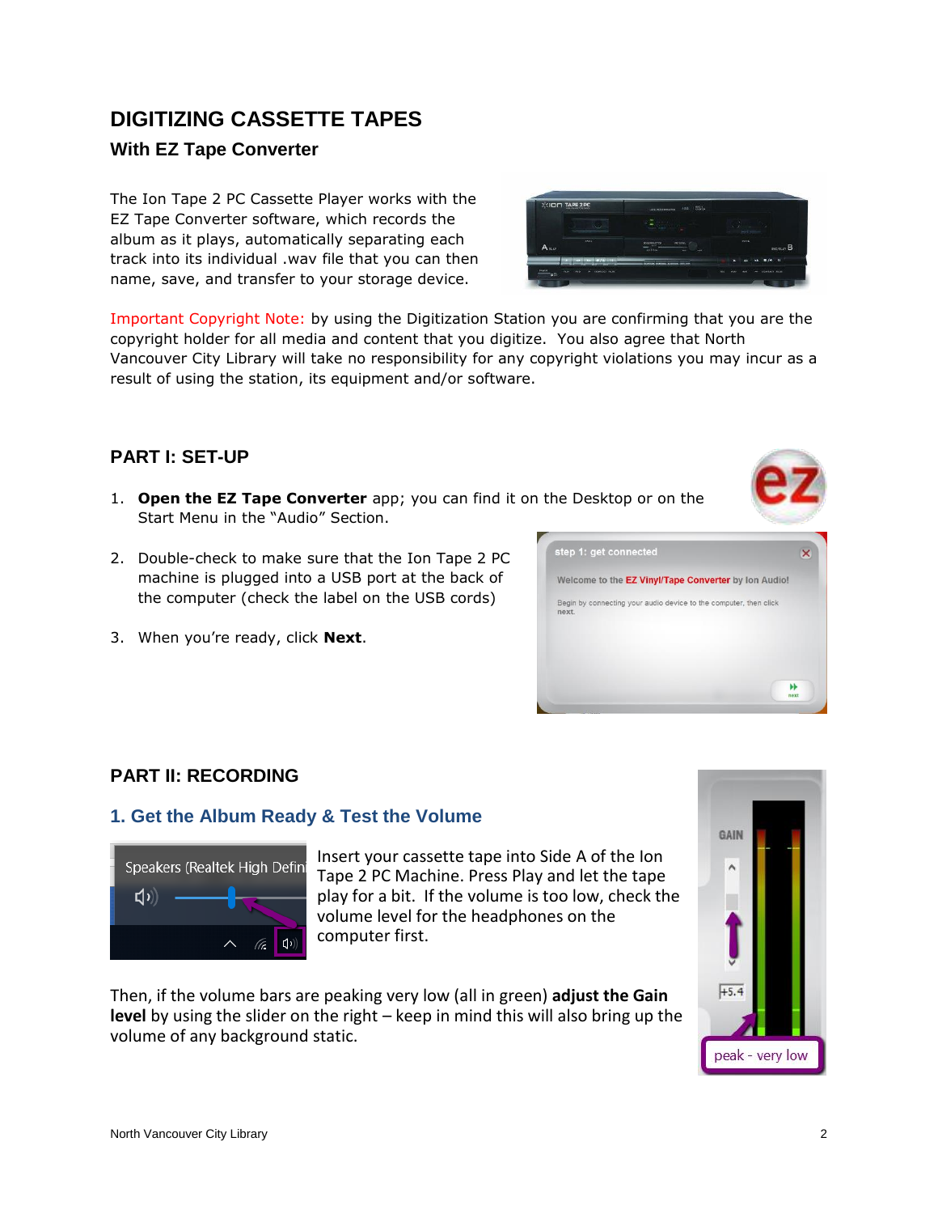# DIGITIZING CASSETTE TAPES

## With EZ Tape Converter

The Ion Tape 2 PC Cassette Player works with the EZ Tape Converter software, which records the album as it plays, automatically separating each track into its individual .wav file that you can then name, save, and transfer to your storage device.

Important Copyright Note: by using the Digitization Station you are confirming that you are the copyright holder for all media and content that you digitize. You also agree that North Vancouver City Library will take no responsibility for any copyright violations you may incur as a result of using the station, its equipment and/or software.

## PART I: SET-UP

1. **Open the EZ Tape Converter** app; you can find it on the Desktop or on the Start Menu in the "Audio" Section.
2. Double-check to make sure that the Ion Tape 2 PC machine is plugged into a USB port at the back of the computer (check the label on the USB cords)
3. When you're ready, click **Next**.

## PART II: RECORDING

### 1. Get the Album Ready & Test the Volume

Insert your cassette tape into Side A of the Ion Tape 2 PC Machine. Press Play and let the tape play for a bit. If the volume is too low, check the volume level for the headphones on the computer first.

Then, if the volume bars are peaking very low (all in green) **adjust the Gain level** by using the slider on the right – keep in mind this will also bring up the volume of any background static.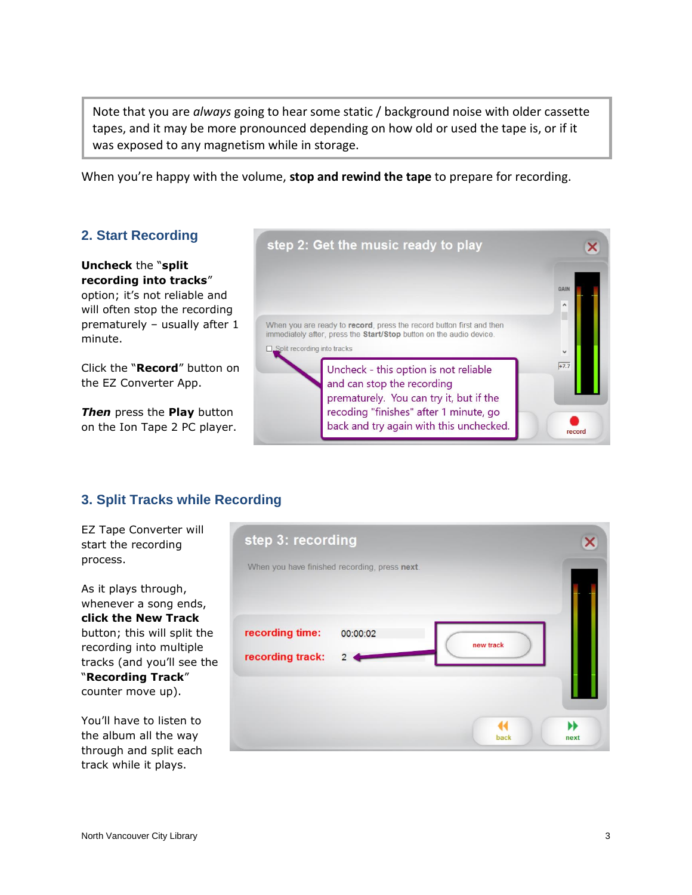Note that you are *always* going to hear some static / background noise with older cassette tapes, and it may be more pronounced depending on how old or used the tape is, or if it was exposed to any magnetism while in storage.

When you're happy with the volume, **stop and rewind the tape** to prepare for recording.

## 2. Start Recording

**Uncheck** the "**split recording into tracks**" option; it's not reliable and will often stop the recording prematurely – usually after 1 minute.

Click the "**Record**" button on the EZ Converter App.

***Then*** press the **Play** button on the Ion Tape 2 PC player.

## 3. Split Tracks while Recording

EZ Tape Converter will start the recording process.

As it plays through, whenever a song ends, **click the New Track** button; this will split the recording into multiple tracks (and you'll see the "**Recording Track**" counter move up).

You'll have to listen to the album all the way through and split each track while it plays.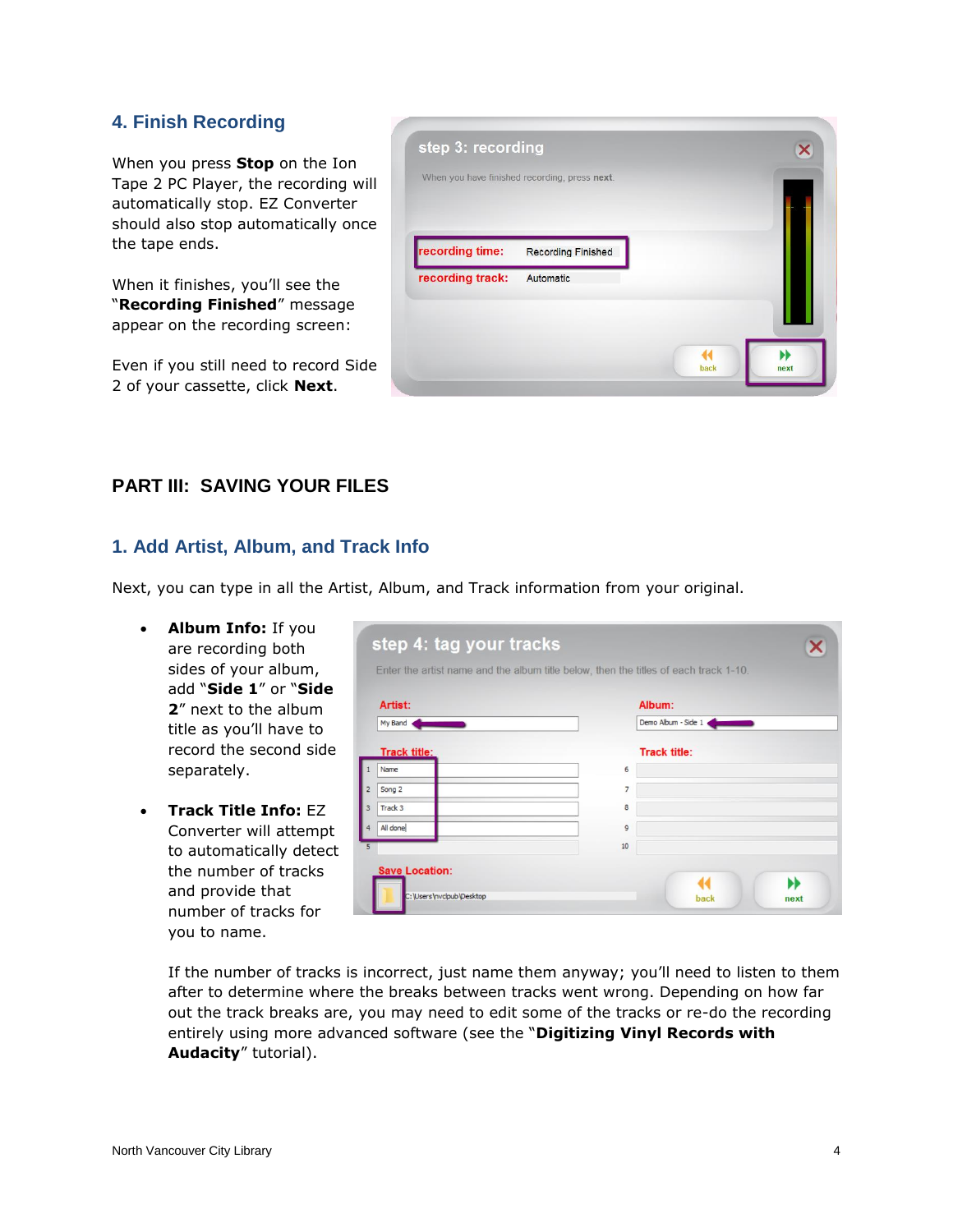## 4. Finish Recording

When you press **Stop** on the Ion Tape 2 PC Player, the recording will automatically stop. EZ Converter should also stop automatically once the tape ends.

When it finishes, you'll see the "**Recording Finished**" message appear on the recording screen:

Even if you still need to record Side 2 of your cassette, click **Next**.

# PART III: SAVING YOUR FILES

## 1. Add Artist, Album, and Track Info

Next, you can type in all the Artist, Album, and Track information from your original.

- **Album Info:** If you are recording both sides of your album, add "**Side 1**" or "**Side 2**" next to the album title as you'll have to record the second side separately.

- **Track Title Info:** EZ Converter will attempt to automatically detect the number of tracks and provide that number of tracks for you to name.

  If the number of tracks is incorrect, just name them anyway; you'll need to listen to them after to determine where the breaks between tracks went wrong. Depending on how far out the track breaks are, you may need to edit some of the tracks or re-do the recording entirely using more advanced software (see the "**Digitizing Vinyl Records with Audacity**" tutorial).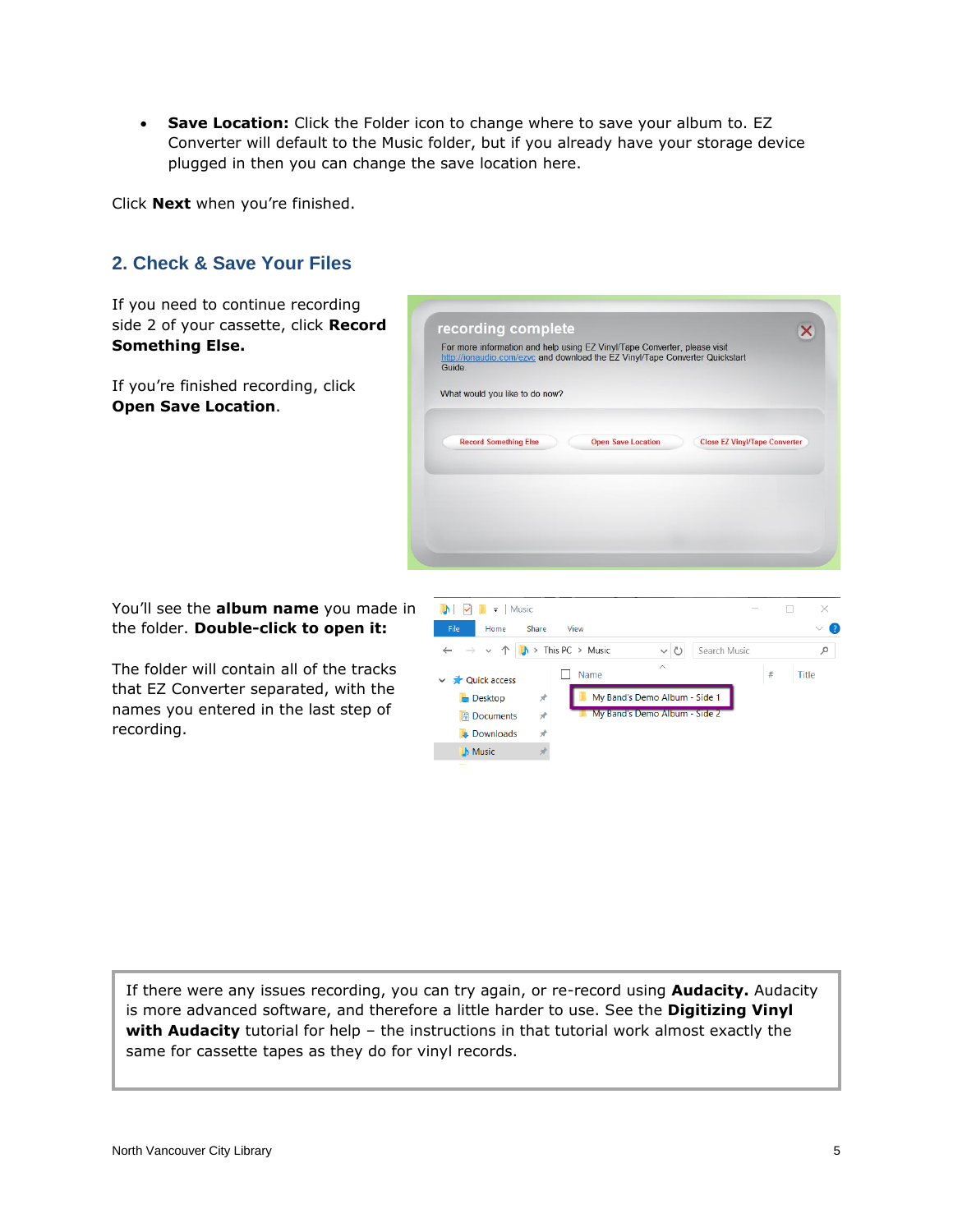- **Save Location:** Click the Folder icon to change where to save your album to. EZ Converter will default to the Music folder, but if you already have your storage device plugged in then you can change the save location here.

Click **Next** when you're finished.

## 2. Check & Save Your Files

If you need to continue recording side 2 of your cassette, click **Record Something Else.**

If you're finished recording, click **Open Save Location**.

You'll see the **album name** you made in the folder. **Double-click to open it:**

The folder will contain all of the tracks that EZ Converter separated, with the names you entered in the last step of recording.

> If there were any issues recording, you can try again, or re-record using **Audacity.** Audacity is more advanced software, and therefore a little harder to use. See the **Digitizing Vinyl with Audacity** tutorial for help – the instructions in that tutorial work almost exactly the same for cassette tapes as they do for vinyl records.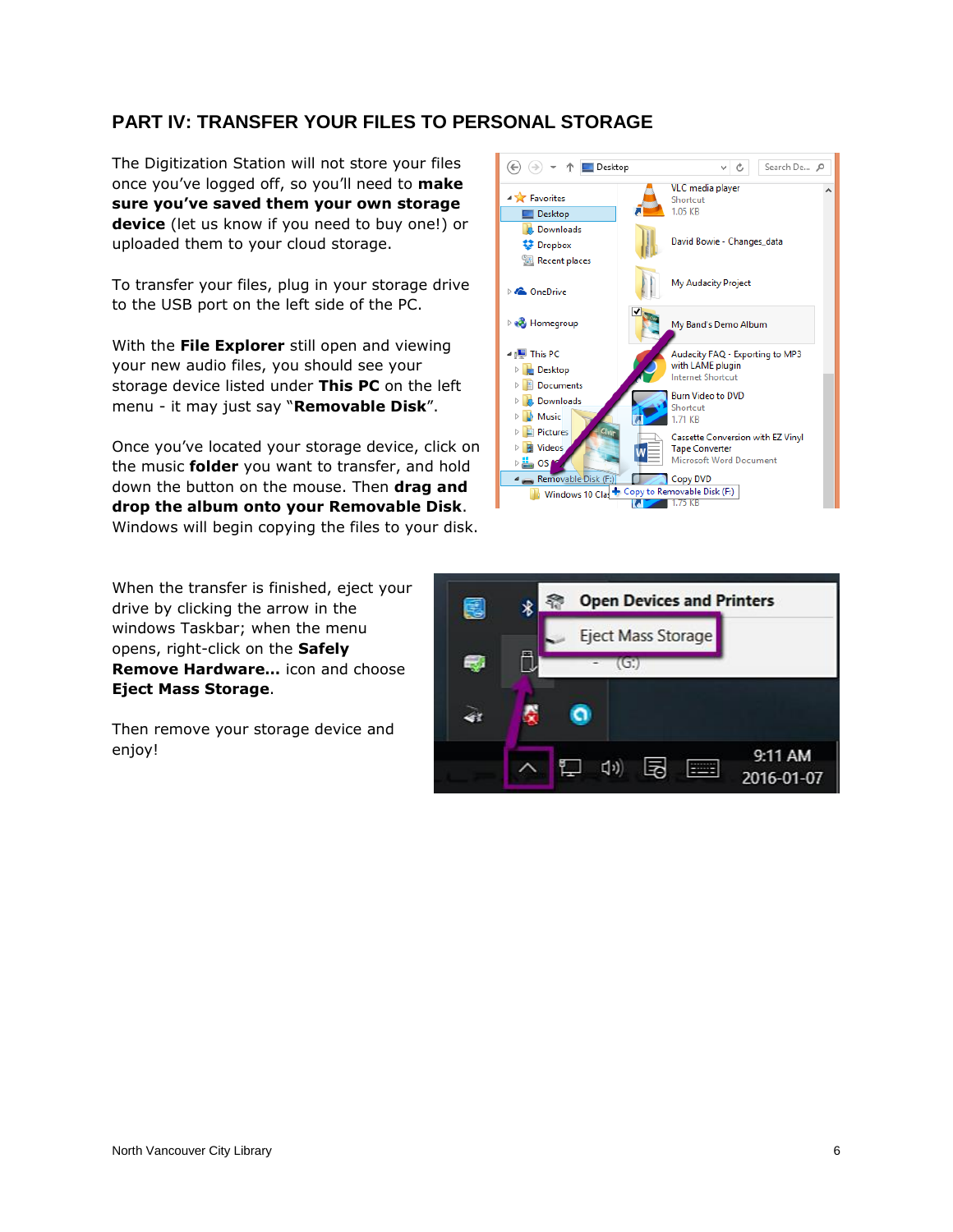## PART IV: TRANSFER YOUR FILES TO PERSONAL STORAGE

The Digitization Station will not store your files once you've logged off, so you'll need to **make sure you've saved them your own storage device** (let us know if you need to buy one!) or uploaded them to your cloud storage.

To transfer your files, plug in your storage drive to the USB port on the left side of the PC.

With the **File Explorer** still open and viewing your new audio files, you should see your storage device listed under **This PC** on the left menu - it may just say "**Removable Disk**".

Once you've located your storage device, click on the music **folder** you want to transfer, and hold down the button on the mouse. Then **drag and drop the album onto your Removable Disk**. Windows will begin copying the files to your disk.

When the transfer is finished, eject your drive by clicking the arrow in the windows Taskbar; when the menu opens, right-click on the **Safely Remove Hardware...** icon and choose **Eject Mass Storage**.

Then remove your storage device and enjoy!

North Vancouver City Library